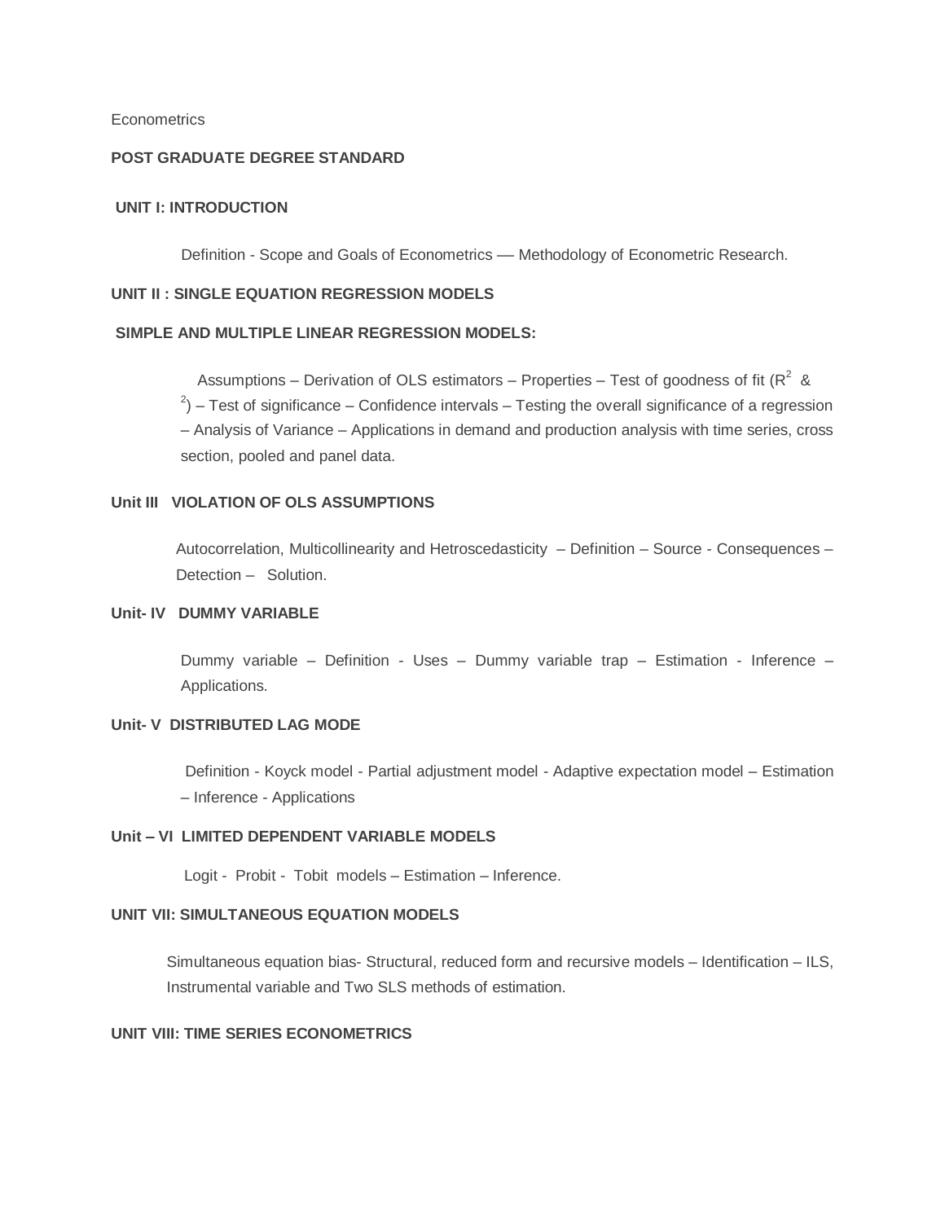Econometrics

**POST GRADUATE DEGREE STANDARD**

**UNIT I: INTRODUCTION**

Definition - Scope and Goals of Econometrics — Methodology of Econometric Research.

**UNIT II : SINGLE EQUATION REGRESSION MODELS**

**SIMPLE AND MULTIPLE LINEAR REGRESSION MODELS:**

Assumptions – Derivation of OLS estimators – Properties – Test of goodness of fit ($R^2$ & $^2$) – Test of significance – Confidence intervals – Testing the overall significance of a regression – Analysis of Variance – Applications in demand and production analysis with time series, cross section, pooled and panel data.

**Unit III VIOLATION OF OLS ASSUMPTIONS**

Autocorrelation, Multicollinearity and Hetroscedasticity – Definition – Source - Consequences – Detection – Solution.

**Unit- IV DUMMY VARIABLE**

Dummy variable – Definition - Uses – Dummy variable trap – Estimation - Inference – Applications.

**Unit- V DISTRIBUTED LAG MODE**

Definition - Koyck model - Partial adjustment model - Adaptive expectation model – Estimation – Inference - Applications

**Unit – VI LIMITED DEPENDENT VARIABLE MODELS**

Logit - Probit - Tobit models – Estimation – Inference.

**UNIT VII: SIMULTANEOUS EQUATION MODELS**

Simultaneous equation bias- Structural, reduced form and recursive models – Identification – ILS, Instrumental variable and Two SLS methods of estimation.

**UNIT VIII: TIME SERIES ECONOMETRICS**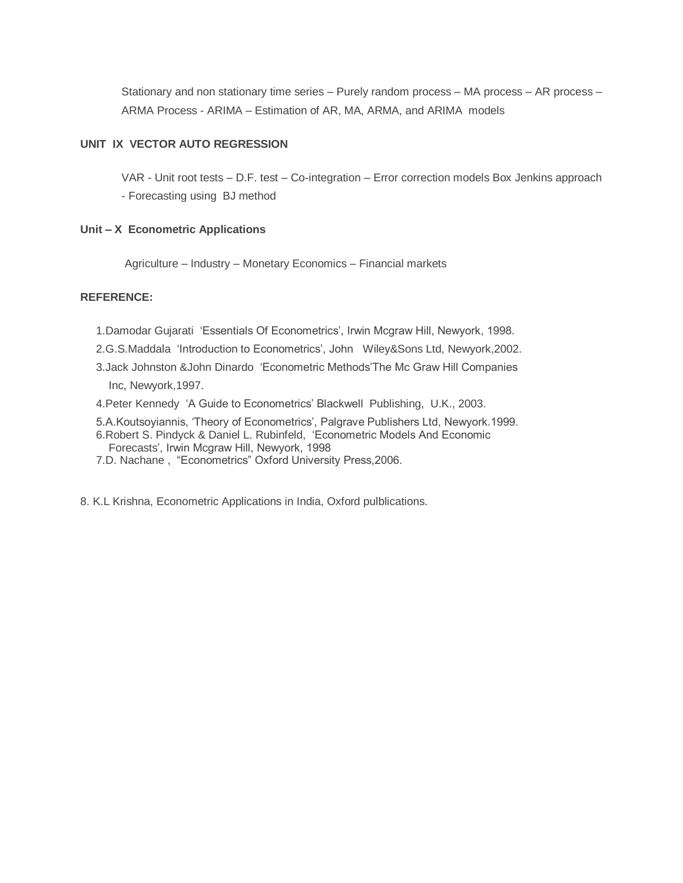Stationary and non stationary time series – Purely random process – MA process – AR process – ARMA Process - ARIMA – Estimation of AR, MA, ARMA, and ARIMA models

**UNIT IX VECTOR AUTO REGRESSION**

VAR - Unit root tests – D.F. test – Co-integration – Error correction models Box Jenkins approach - Forecasting using BJ method

**Unit – X Econometric Applications**

Agriculture – Industry – Monetary Economics – Financial markets

**REFERENCE:**

1. Damodar Gujarati 'Essentials Of Econometrics', Irwin Mcgraw Hill, Newyork, 1998.
2. G.S.Maddala 'Introduction to Econometrics', John Wiley&Sons Ltd, Newyork,2002.
3. Jack Johnston &John Dinardo 'Econometric Methods'The Mc Graw Hill Companies Inc, Newyork,1997.
4. Peter Kennedy 'A Guide to Econometrics' Blackwell Publishing, U.K., 2003.
5. A.Koutsoyiannis, 'Theory of Econometrics', Palgrave Publishers Ltd, Newyork.1999.
6. Robert S. Pindyck & Daniel L. Rubinfeld, 'Econometric Models And Economic Forecasts', Irwin Mcgraw Hill, Newyork, 1998
7. D. Nachane , "Econometrics" Oxford University Press,2006.

8. K.L Krishna, Econometric Applications in India, Oxford pulblications.